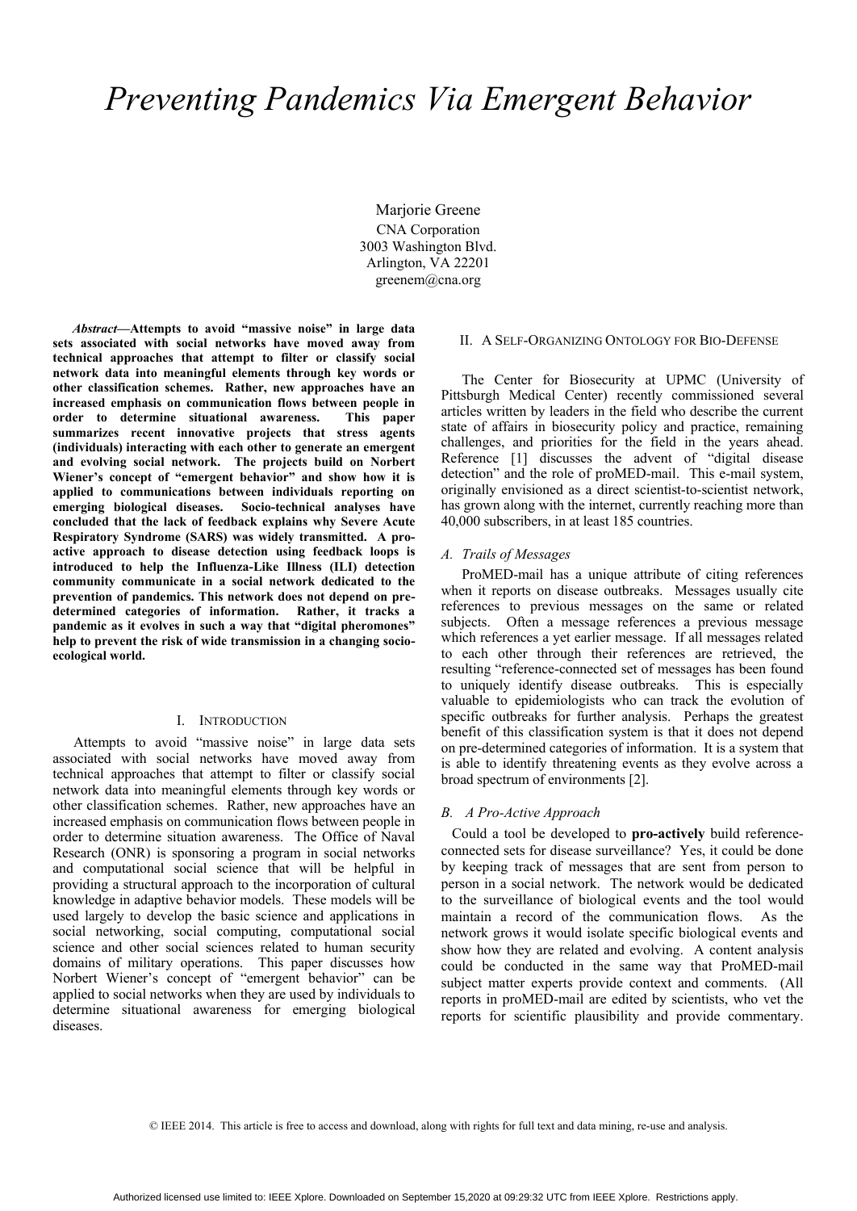# Preventing Pandemics Via Emergent Behavior

Marjorie Greene
CNA Corporation
3003 Washington Blvd.
Arlington, VA 22201
greenem@cna.org

***Abstract*—Attempts to avoid "massive noise" in large data sets associated with social networks have moved away from technical approaches that attempt to filter or classify social network data into meaningful elements through key words or other classification schemes. Rather, new approaches have an increased emphasis on communication flows between people in order to determine situational awareness. This paper summarizes recent innovative projects that stress agents (individuals) interacting with each other to generate an emergent and evolving social network. The projects build on Norbert Wiener's concept of "emergent behavior" and show how it is applied to communications between individuals reporting on emerging biological diseases. Socio-technical analyses have concluded that the lack of feedback explains why Severe Acute Respiratory Syndrome (SARS) was widely transmitted. A pro-active approach to disease detection using feedback loops is introduced to help the Influenza-Like Illness (ILI) detection community communicate in a social network dedicated to the prevention of pandemics. This network does not depend on pre-determined categories of information. Rather, it tracks a pandemic as it evolves in such a way that "digital pheromones" help to prevent the risk of wide transmission in a changing socio-ecological world.**

## I. Introduction

Attempts to avoid "massive noise" in large data sets associated with social networks have moved away from technical approaches that attempt to filter or classify social network data into meaningful elements through key words or other classification schemes. Rather, new approaches have an increased emphasis on communication flows between people in order to determine situation awareness. The Office of Naval Research (ONR) is sponsoring a program in social networks and computational social science that will be helpful in providing a structural approach to the incorporation of cultural knowledge in adaptive behavior models. These models will be used largely to develop the basic science and applications in social networking, social computing, computational social science and other social sciences related to human security domains of military operations. This paper discusses how Norbert Wiener's concept of "emergent behavior" can be applied to social networks when they are used by individuals to determine situational awareness for emerging biological diseases.

## II. A Self-Organizing Ontology for Bio-Defense

The Center for Biosecurity at UPMC (University of Pittsburgh Medical Center) recently commissioned several articles written by leaders in the field who describe the current state of affairs in biosecurity policy and practice, remaining challenges, and priorities for the field in the years ahead. Reference [1] discusses the advent of "digital disease detection" and the role of proMED-mail. This e-mail system, originally envisioned as a direct scientist-to-scientist network, has grown along with the internet, currently reaching more than 40,000 subscribers, in at least 185 countries.

### *A. Trails of Messages*

ProMED-mail has a unique attribute of citing references when it reports on disease outbreaks. Messages usually cite references to previous messages on the same or related subjects. Often a message references a previous message which references a yet earlier message. If all messages related to each other through their references are retrieved, the resulting "reference-connected set of messages has been found to uniquely identify disease outbreaks. This is especially valuable to epidemiologists who can track the evolution of specific outbreaks for further analysis. Perhaps the greatest benefit of this classification system is that it does not depend on pre-determined categories of information. It is a system that is able to identify threatening events as they evolve across a broad spectrum of environments [2].

### *B. A Pro-Active Approach*

Could a tool be developed to **pro-actively** build reference-connected sets for disease surveillance? Yes, it could be done by keeping track of messages that are sent from person to person in a social network. The network would be dedicated to the surveillance of biological events and the tool would maintain a record of the communication flows. As the network grows it would isolate specific biological events and show how they are related and evolving. A content analysis could be conducted in the same way that ProMED-mail subject matter experts provide context and comments. (All reports in proMED-mail are edited by scientists, who vet the reports for scientific plausibility and provide commentary.

© IEEE 2014. This article is free to access and download, along with rights for full text and data mining, re-use and analysis.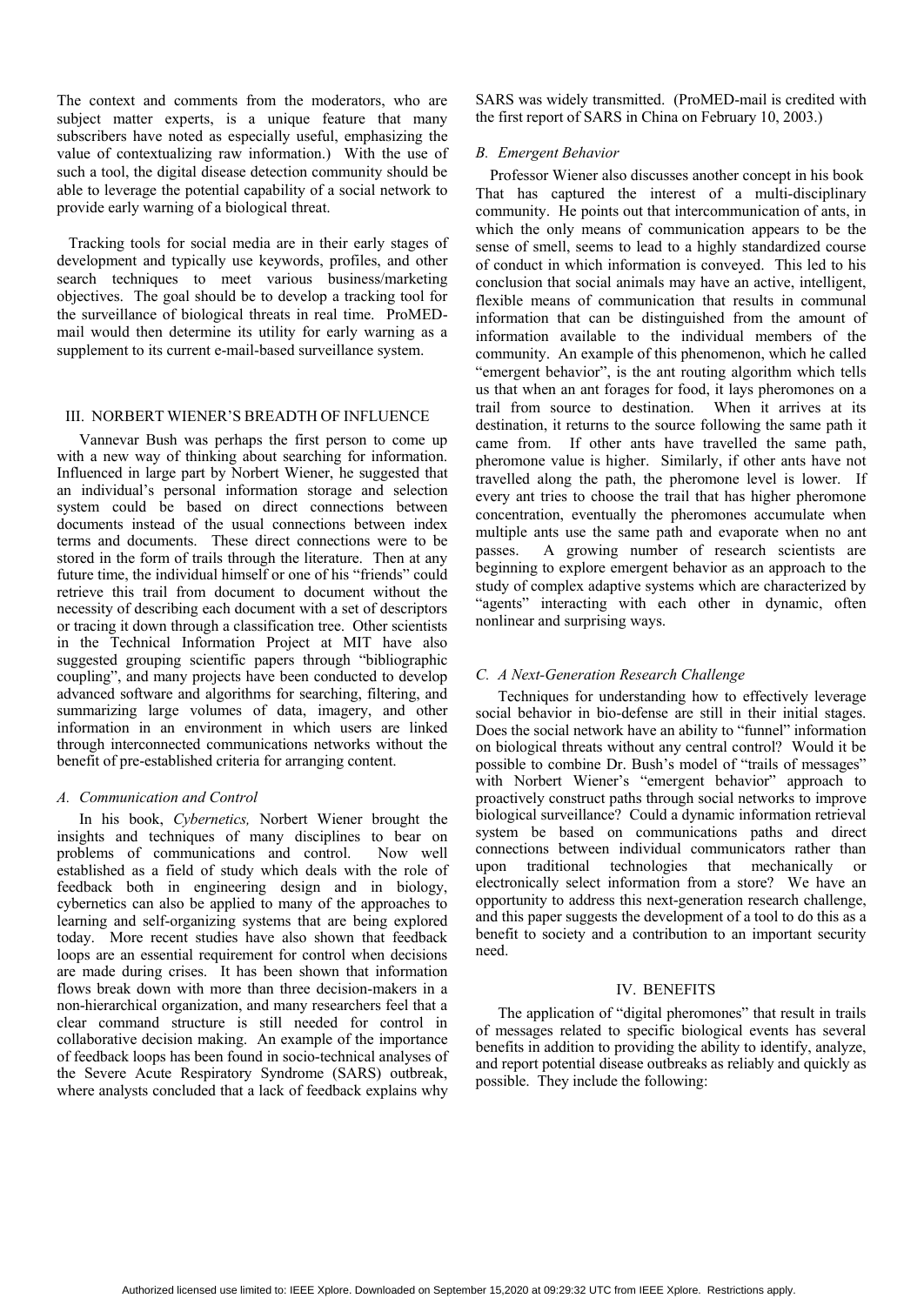The context and comments from the moderators, who are subject matter experts, is a unique feature that many subscribers have noted as especially useful, emphasizing the value of contextualizing raw information.) With the use of such a tool, the digital disease detection community should be able to leverage the potential capability of a social network to provide early warning of a biological threat.

Tracking tools for social media are in their early stages of development and typically use keywords, profiles, and other search techniques to meet various business/marketing objectives. The goal should be to develop a tracking tool for the surveillance of biological threats in real time. ProMED-mail would then determine its utility for early warning as a supplement to its current e-mail-based surveillance system.

## III. NORBERT WIENER'S BREADTH OF INFLUENCE

Vannevar Bush was perhaps the first person to come up with a new way of thinking about searching for information. Influenced in large part by Norbert Wiener, he suggested that an individual's personal information storage and selection system could be based on direct connections between documents instead of the usual connections between index terms and documents. These direct connections were to be stored in the form of trails through the literature. Then at any future time, the individual himself or one of his "friends" could retrieve this trail from document to document without the necessity of describing each document with a set of descriptors or tracing it down through a classification tree. Other scientists in the Technical Information Project at MIT have also suggested grouping scientific papers through "bibliographic coupling", and many projects have been conducted to develop advanced software and algorithms for searching, filtering, and summarizing large volumes of data, imagery, and other information in an environment in which users are linked through interconnected communications networks without the benefit of pre-established criteria for arranging content.

### *A. Communication and Control*

In his book, *Cybernetics,* Norbert Wiener brought the insights and techniques of many disciplines to bear on problems of communications and control. Now well established as a field of study which deals with the role of feedback both in engineering design and in biology, cybernetics can also be applied to many of the approaches to learning and self-organizing systems that are being explored today. More recent studies have also shown that feedback loops are an essential requirement for control when decisions are made during crises. It has been shown that information flows break down with more than three decision-makers in a non-hierarchical organization, and many researchers feel that a clear command structure is still needed for control in collaborative decision making. An example of the importance of feedback loops has been found in socio-technical analyses of the Severe Acute Respiratory Syndrome (SARS) outbreak, where analysts concluded that a lack of feedback explains why SARS was widely transmitted. (ProMED-mail is credited with the first report of SARS in China on February 10, 2003.)

### *B. Emergent Behavior*

Professor Wiener also discusses another concept in his book That has captured the interest of a multi-disciplinary community. He points out that intercommunication of ants, in which the only means of communication appears to be the sense of smell, seems to lead to a highly standardized course of conduct in which information is conveyed. This led to his conclusion that social animals may have an active, intelligent, flexible means of communication that results in communal information that can be distinguished from the amount of information available to the individual members of the community. An example of this phenomenon, which he called "emergent behavior", is the ant routing algorithm which tells us that when an ant forages for food, it lays pheromones on a trail from source to destination. When it arrives at its destination, it returns to the source following the same path it came from. If other ants have travelled the same path, pheromone value is higher. Similarly, if other ants have not travelled along the path, the pheromone level is lower. If every ant tries to choose the trail that has higher pheromone concentration, eventually the pheromones accumulate when multiple ants use the same path and evaporate when no ant passes. A growing number of research scientists are beginning to explore emergent behavior as an approach to the study of complex adaptive systems which are characterized by "agents" interacting with each other in dynamic, often nonlinear and surprising ways.

### *C. A Next-Generation Research Challenge*

Techniques for understanding how to effectively leverage social behavior in bio-defense are still in their initial stages. Does the social network have an ability to "funnel" information on biological threats without any central control? Would it be possible to combine Dr. Bush's model of "trails of messages" with Norbert Wiener's "emergent behavior" approach to proactively construct paths through social networks to improve biological surveillance? Could a dynamic information retrieval system be based on communications paths and direct connections between individual communicators rather than upon traditional technologies that mechanically or electronically select information from a store? We have an opportunity to address this next-generation research challenge, and this paper suggests the development of a tool to do this as a benefit to society and a contribution to an important security need.

## IV. BENEFITS

The application of "digital pheromones" that result in trails of messages related to specific biological events has several benefits in addition to providing the ability to identify, analyze, and report potential disease outbreaks as reliably and quickly as possible. They include the following: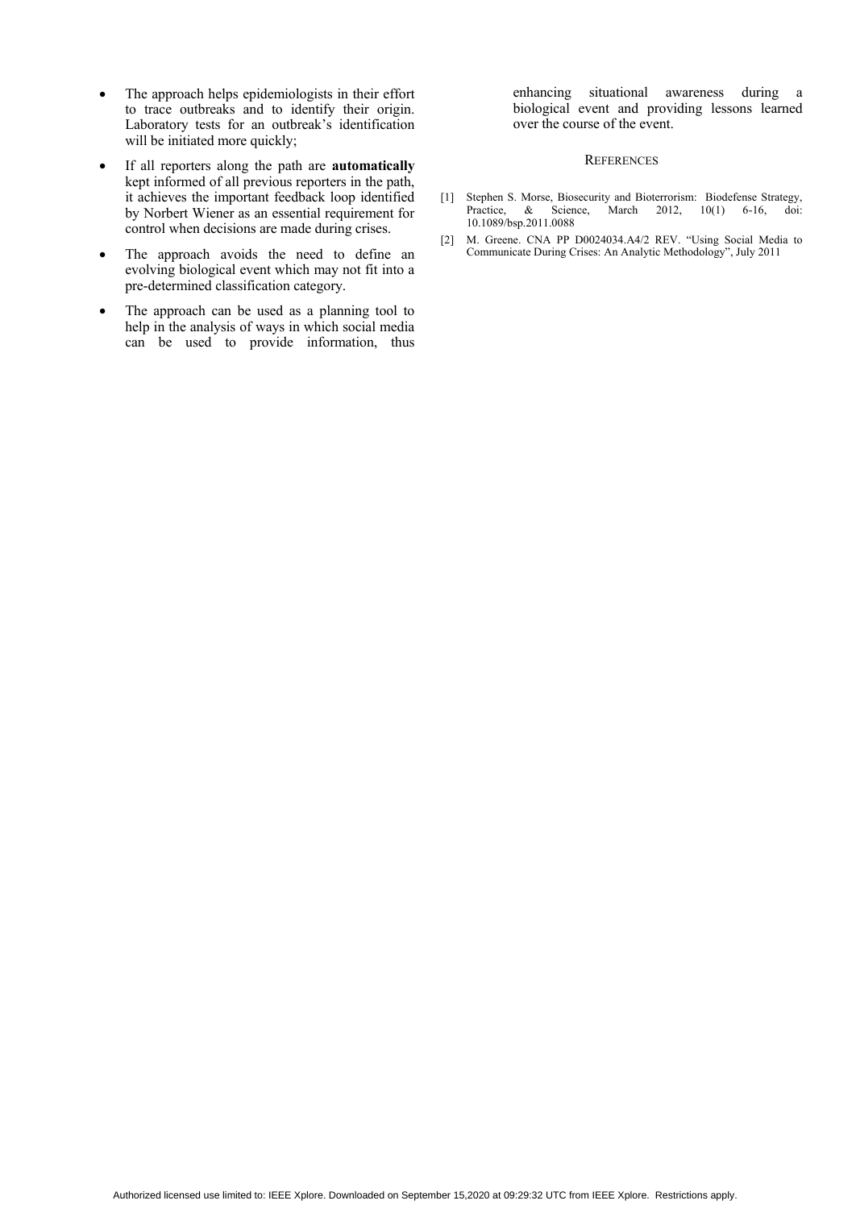- The approach helps epidemiologists in their effort to trace outbreaks and to identify their origin. Laboratory tests for an outbreak's identification will be initiated more quickly;
- If all reporters along the path are **automatically** kept informed of all previous reporters in the path, it achieves the important feedback loop identified by Norbert Wiener as an essential requirement for control when decisions are made during crises.
- The approach avoids the need to define an evolving biological event which may not fit into a pre-determined classification category.
- The approach can be used as a planning tool to help in the analysis of ways in which social media can be used to provide information, thus enhancing situational awareness during a biological event and providing lessons learned over the course of the event.

## References

[1] Stephen S. Morse, Biosecurity and Bioterrorism: Biodefense Strategy, Practice, & Science, March 2012, 10(1) 6-16, doi: 10.1089/bsp.2011.0088

[2] M. Greene. CNA PP D0024034.A4/2 REV. "Using Social Media to Communicate During Crises: An Analytic Methodology", July 2011